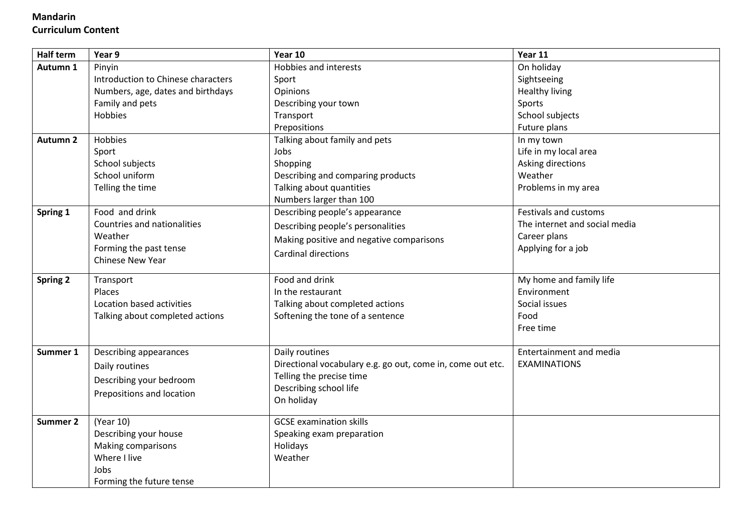**Mandarin**
**Curriculum Content**

| Half term | Year 9 | Year 10 | Year 11 |
|---|---|---|---|
| **Autumn 1** | Pinyin<br>Introduction to Chinese characters<br>Numbers, age, dates and birthdays<br>Family and pets<br>Hobbies | Hobbies and interests<br>Sport<br>Opinions<br>Describing your town<br>Transport<br>Prepositions | On holiday<br>Sightseeing<br>Healthy living<br>Sports<br>School subjects<br>Future plans |
| **Autumn 2** | Hobbies<br>Sport<br>School subjects<br>School uniform<br>Telling the time | Talking about family and pets<br>Jobs<br>Shopping<br>Describing and comparing products<br>Talking about quantities<br>Numbers larger than 100 | In my town<br>Life in my local area<br>Asking directions<br>Weather<br>Problems in my area |
| **Spring 1** | Food and drink<br>Countries and nationalities<br>Weather<br>Forming the past tense<br>Chinese New Year | Describing people's appearance<br>Describing people's personalities<br>Making positive and negative comparisons<br>Cardinal directions | Festivals and customs<br>The internet and social media<br>Career plans<br>Applying for a job |
| **Spring 2** | Transport<br>Places<br>Location based activities<br>Talking about completed actions | Food and drink<br>In the restaurant<br>Talking about completed actions<br>Softening the tone of a sentence | My home and family life<br>Environment<br>Social issues<br>Food<br>Free time |
| **Summer 1** | Describing appearances<br>Daily routines<br>Describing your bedroom<br>Prepositions and location | Daily routines<br>Directional vocabulary e.g. go out, come in, come out etc.<br>Telling the precise time<br>Describing school life<br>On holiday | Entertainment and media<br>EXAMINATIONS |
| **Summer 2** | (Year 10)<br>Describing your house<br>Making comparisons<br>Where I live<br>Jobs<br>Forming the future tense | GCSE examination skills<br>Speaking exam preparation<br>Holidays<br>Weather | |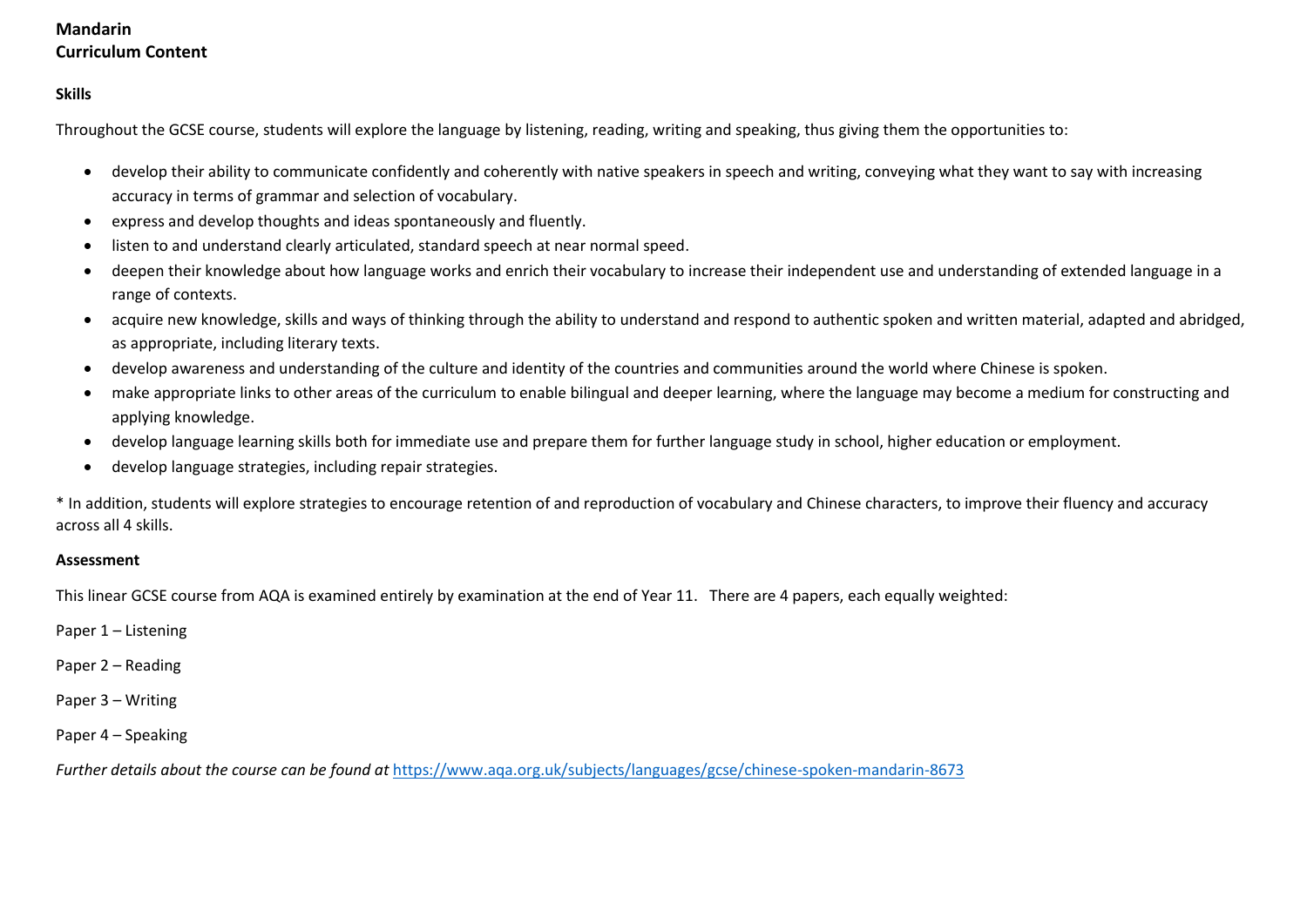**Mandarin**
**Curriculum Content**

**Skills**

Throughout the GCSE course, students will explore the language by listening, reading, writing and speaking, thus giving them the opportunities to:

- develop their ability to communicate confidently and coherently with native speakers in speech and writing, conveying what they want to say with increasing accuracy in terms of grammar and selection of vocabulary.
- express and develop thoughts and ideas spontaneously and fluently.
- listen to and understand clearly articulated, standard speech at near normal speed.
- deepen their knowledge about how language works and enrich their vocabulary to increase their independent use and understanding of extended language in a range of contexts.
- acquire new knowledge, skills and ways of thinking through the ability to understand and respond to authentic spoken and written material, adapted and abridged, as appropriate, including literary texts.
- develop awareness and understanding of the culture and identity of the countries and communities around the world where Chinese is spoken.
- make appropriate links to other areas of the curriculum to enable bilingual and deeper learning, where the language may become a medium for constructing and applying knowledge.
- develop language learning skills both for immediate use and prepare them for further language study in school, higher education or employment.
- develop language strategies, including repair strategies.

* In addition, students will explore strategies to encourage retention of and reproduction of vocabulary and Chinese characters, to improve their fluency and accuracy across all 4 skills.

**Assessment**

This linear GCSE course from AQA is examined entirely by examination at the end of Year 11. There are 4 papers, each equally weighted:

Paper 1 – Listening

Paper 2 – Reading

Paper 3 – Writing

Paper 4 – Speaking

*Further details about the course can be found at* https://www.aqa.org.uk/subjects/languages/gcse/chinese-spoken-mandarin-8673